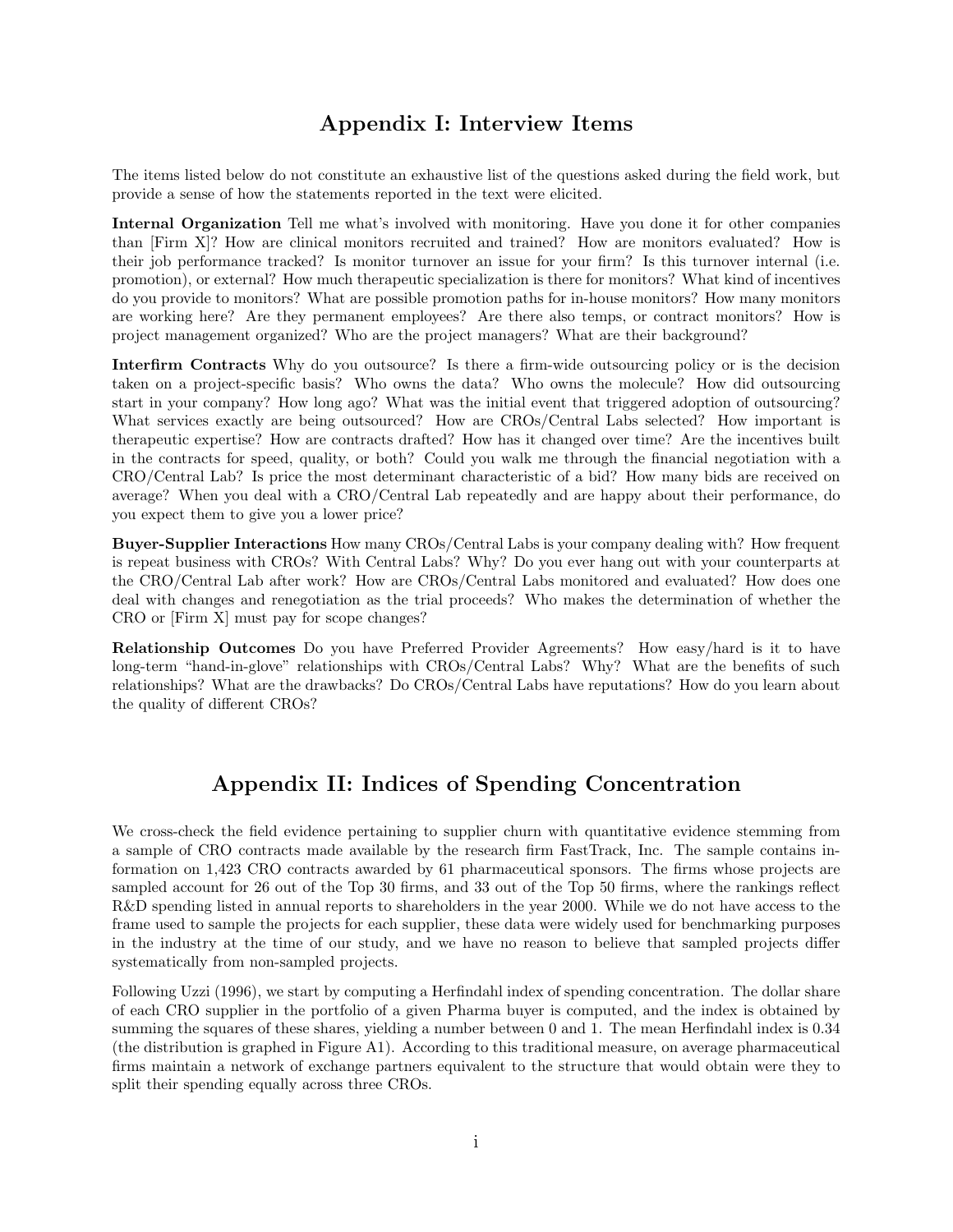# Appendix I: Interview Items

The items listed below do not constitute an exhaustive list of the questions asked during the field work, but provide a sense of how the statements reported in the text were elicited.

**Internal Organization** Tell me what's involved with monitoring. Have you done it for other companies than [Firm X]? How are clinical monitors recruited and trained? How are monitors evaluated? How is their job performance tracked? Is monitor turnover an issue for your firm? Is this turnover internal (i.e. promotion), or external? How much therapeutic specialization is there for monitors? What kind of incentives do you provide to monitors? What are possible promotion paths for in-house monitors? How many monitors are working here? Are they permanent employees? Are there also temps, or contract monitors? How is project management organized? Who are the project managers? What are their background?

**Interfirm Contracts** Why do you outsource? Is there a firm-wide outsourcing policy or is the decision taken on a project-specific basis? Who owns the data? Who owns the molecule? How did outsourcing start in your company? How long ago? What was the initial event that triggered adoption of outsourcing? What services exactly are being outsourced? How are CROs/Central Labs selected? How important is therapeutic expertise? How are contracts drafted? How has it changed over time? Are the incentives built in the contracts for speed, quality, or both? Could you walk me through the financial negotiation with a CRO/Central Lab? Is price the most determinant characteristic of a bid? How many bids are received on average? When you deal with a CRO/Central Lab repeatedly and are happy about their performance, do you expect them to give you a lower price?

**Buyer-Supplier Interactions** How many CROs/Central Labs is your company dealing with? How frequent is repeat business with CROs? With Central Labs? Why? Do you ever hang out with your counterparts at the CRO/Central Lab after work? How are CROs/Central Labs monitored and evaluated? How does one deal with changes and renegotiation as the trial proceeds? Who makes the determination of whether the CRO or [Firm X] must pay for scope changes?

**Relationship Outcomes** Do you have Preferred Provider Agreements? How easy/hard is it to have long-term "hand-in-glove" relationships with CROs/Central Labs? Why? What are the benefits of such relationships? What are the drawbacks? Do CROs/Central Labs have reputations? How do you learn about the quality of different CROs?

# Appendix II: Indices of Spending Concentration

We cross-check the field evidence pertaining to supplier churn with quantitative evidence stemming from a sample of CRO contracts made available by the research firm FastTrack, Inc. The sample contains information on 1,423 CRO contracts awarded by 61 pharmaceutical sponsors. The firms whose projects are sampled account for 26 out of the Top 30 firms, and 33 out of the Top 50 firms, where the rankings reflect R&D spending listed in annual reports to shareholders in the year 2000. While we do not have access to the frame used to sample the projects for each supplier, these data were widely used for benchmarking purposes in the industry at the time of our study, and we have no reason to believe that sampled projects differ systematically from non-sampled projects.

Following Uzzi (1996), we start by computing a Herfindahl index of spending concentration. The dollar share of each CRO supplier in the portfolio of a given Pharma buyer is computed, and the index is obtained by summing the squares of these shares, yielding a number between 0 and 1. The mean Herfindahl index is 0.34 (the distribution is graphed in Figure A1). According to this traditional measure, on average pharmaceutical firms maintain a network of exchange partners equivalent to the structure that would obtain were they to split their spending equally across three CROs.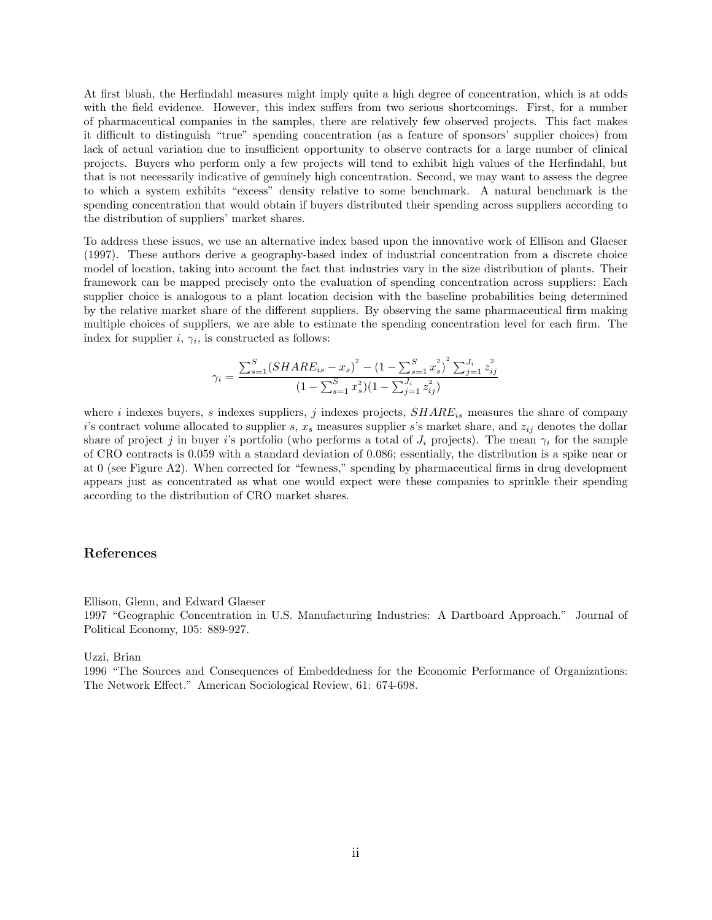At first blush, the Herfindahl measures might imply quite a high degree of concentration, which is at odds with the field evidence. However, this index suffers from two serious shortcomings. First, for a number of pharmaceutical companies in the samples, there are relatively few observed projects. This fact makes it difficult to distinguish "true" spending concentration (as a feature of sponsors' supplier choices) from lack of actual variation due to insufficient opportunity to observe contracts for a large number of clinical projects. Buyers who perform only a few projects will tend to exhibit high values of the Herfindahl, but that is not necessarily indicative of genuinely high concentration. Second, we may want to assess the degree to which a system exhibits "excess" density relative to some benchmark. A natural benchmark is the spending concentration that would obtain if buyers distributed their spending across suppliers according to the distribution of suppliers' market shares.

To address these issues, we use an alternative index based upon the innovative work of Ellison and Glaeser (1997). These authors derive a geography-based index of industrial concentration from a discrete choice model of location, taking into account the fact that industries vary in the size distribution of plants. Their framework can be mapped precisely onto the evaluation of spending concentration across suppliers: Each supplier choice is analogous to a plant location decision with the baseline probabilities being determined by the relative market share of the different suppliers. By observing the same pharmaceutical firm making multiple choices of suppliers, we are able to estimate the spending concentration level for each firm. The index for supplier $i$, $\gamma_i$, is constructed as follows:

$$\gamma_i = \frac{\sum_{s=1}^{S}(SHARE_{is} - x_s)^2 - (1 - \sum_{s=1}^{S} x_s^2)^2 \sum_{j=1}^{J_i} z_{ij}^2}{(1 - \sum_{s=1}^{S} x_s^2)(1 - \sum_{j=1}^{J_i} z_{ij}^2)}$$

where $i$ indexes buyers, $s$ indexes suppliers, $j$ indexes projects, $SHARE_{is}$ measures the share of company $i$'s contract volume allocated to supplier $s$, $x_s$ measures supplier $s$'s market share, and $z_{ij}$ denotes the dollar share of project $j$ in buyer $i$'s portfolio (who performs a total of $J_i$ projects). The mean $\gamma_i$ for the sample of CRO contracts is 0.059 with a standard deviation of 0.086; essentially, the distribution is a spike near or at 0 (see Figure A2). When corrected for "fewness," spending by pharmaceutical firms in drug development appears just as concentrated as what one would expect were these companies to sprinkle their spending according to the distribution of CRO market shares.

## References

Ellison, Glenn, and Edward Glaeser
1997 "Geographic Concentration in U.S. Manufacturing Industries: A Dartboard Approach." Journal of Political Economy, 105: 889-927.

Uzzi, Brian
1996 "The Sources and Consequences of Embeddedness for the Economic Performance of Organizations: The Network Effect." American Sociological Review, 61: 674-698.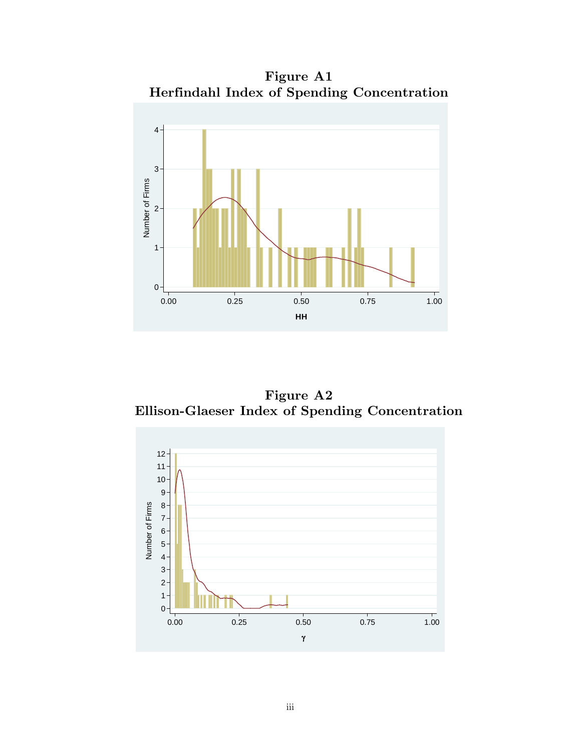**Figure A1**
**Herfindahl Index of Spending Concentration**

Number of Firms

0
1
2
3
4

0.00
0.25
0.50
0.75
1.00

HH

**Figure A2**
**Ellison-Glaeser Index of Spending Concentration**

Number of Firms

0
1
2
3
4
5
6
7
8
9
10
11
12

0.00
0.25
0.50
0.75
1.00

$\gamma$